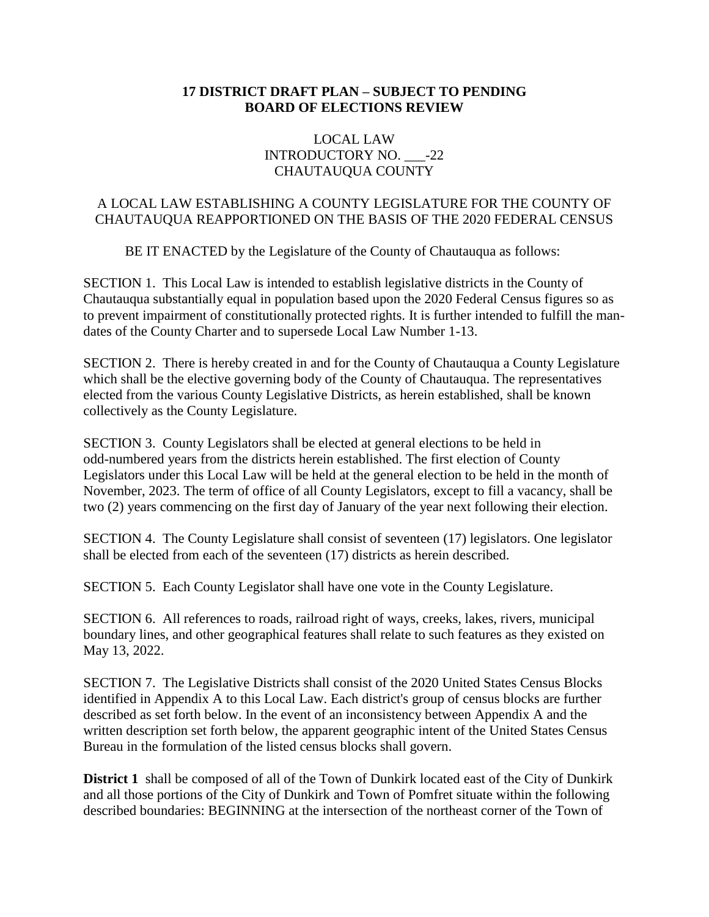**17 DISTRICT DRAFT PLAN – SUBJECT TO PENDING BOARD OF ELECTIONS REVIEW**

LOCAL LAW
INTRODUCTORY NO. ___-22
CHAUTAUQUA COUNTY

A LOCAL LAW ESTABLISHING A COUNTY LEGISLATURE FOR THE COUNTY OF CHAUTAUQUA REAPPORTIONED ON THE BASIS OF THE 2020 FEDERAL CENSUS

BE IT ENACTED by the Legislature of the County of Chautauqua as follows:

SECTION 1. This Local Law is intended to establish legislative districts in the County of Chautauqua substantially equal in population based upon the 2020 Federal Census figures so as to prevent impairment of constitutionally protected rights. It is further intended to fulfill the mandates of the County Charter and to supersede Local Law Number 1-13.

SECTION 2. There is hereby created in and for the County of Chautauqua a County Legislature which shall be the elective governing body of the County of Chautauqua. The representatives elected from the various County Legislative Districts, as herein established, shall be known collectively as the County Legislature.

SECTION 3. County Legislators shall be elected at general elections to be held in odd-numbered years from the districts herein established. The first election of County Legislators under this Local Law will be held at the general election to be held in the month of November, 2023. The term of office of all County Legislators, except to fill a vacancy, shall be two (2) years commencing on the first day of January of the year next following their election.

SECTION 4. The County Legislature shall consist of seventeen (17) legislators. One legislator shall be elected from each of the seventeen (17) districts as herein described.

SECTION 5. Each County Legislator shall have one vote in the County Legislature.

SECTION 6. All references to roads, railroad right of ways, creeks, lakes, rivers, municipal boundary lines, and other geographical features shall relate to such features as they existed on May 13, 2022.

SECTION 7. The Legislative Districts shall consist of the 2020 United States Census Blocks identified in Appendix A to this Local Law. Each district's group of census blocks are further described as set forth below. In the event of an inconsistency between Appendix A and the written description set forth below, the apparent geographic intent of the United States Census Bureau in the formulation of the listed census blocks shall govern.

**District 1** shall be composed of all of the Town of Dunkirk located east of the City of Dunkirk and all those portions of the City of Dunkirk and Town of Pomfret situate within the following described boundaries: BEGINNING at the intersection of the northeast corner of the Town of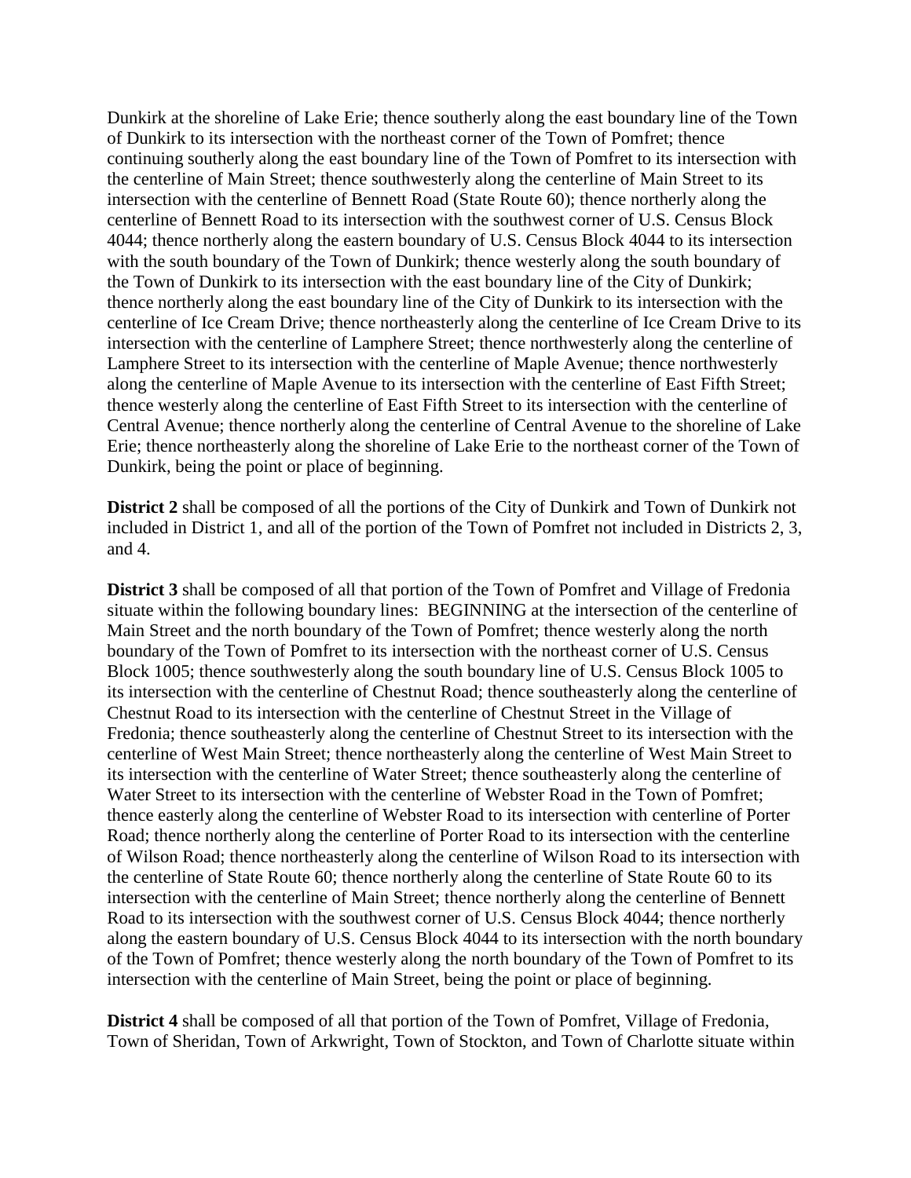Dunkirk at the shoreline of Lake Erie; thence southerly along the east boundary line of the Town of Dunkirk to its intersection with the northeast corner of the Town of Pomfret; thence continuing southerly along the east boundary line of the Town of Pomfret to its intersection with the centerline of Main Street; thence southwesterly along the centerline of Main Street to its intersection with the centerline of Bennett Road (State Route 60); thence northerly along the centerline of Bennett Road to its intersection with the southwest corner of U.S. Census Block 4044; thence northerly along the eastern boundary of U.S. Census Block 4044 to its intersection with the south boundary of the Town of Dunkirk; thence westerly along the south boundary of the Town of Dunkirk to its intersection with the east boundary line of the City of Dunkirk; thence northerly along the east boundary line of the City of Dunkirk to its intersection with the centerline of Ice Cream Drive; thence northeasterly along the centerline of Ice Cream Drive to its intersection with the centerline of Lamphere Street; thence northwesterly along the centerline of Lamphere Street to its intersection with the centerline of Maple Avenue; thence northwesterly along the centerline of Maple Avenue to its intersection with the centerline of East Fifth Street; thence westerly along the centerline of East Fifth Street to its intersection with the centerline of Central Avenue; thence northerly along the centerline of Central Avenue to the shoreline of Lake Erie; thence northeasterly along the shoreline of Lake Erie to the northeast corner of the Town of Dunkirk, being the point or place of beginning.

**District 2** shall be composed of all the portions of the City of Dunkirk and Town of Dunkirk not included in District 1, and all of the portion of the Town of Pomfret not included in Districts 2, 3, and 4.

**District 3** shall be composed of all that portion of the Town of Pomfret and Village of Fredonia situate within the following boundary lines: BEGINNING at the intersection of the centerline of Main Street and the north boundary of the Town of Pomfret; thence westerly along the north boundary of the Town of Pomfret to its intersection with the northeast corner of U.S. Census Block 1005; thence southwesterly along the south boundary line of U.S. Census Block 1005 to its intersection with the centerline of Chestnut Road; thence southeasterly along the centerline of Chestnut Road to its intersection with the centerline of Chestnut Street in the Village of Fredonia; thence southeasterly along the centerline of Chestnut Street to its intersection with the centerline of West Main Street; thence northeasterly along the centerline of West Main Street to its intersection with the centerline of Water Street; thence southeasterly along the centerline of Water Street to its intersection with the centerline of Webster Road in the Town of Pomfret; thence easterly along the centerline of Webster Road to its intersection with centerline of Porter Road; thence northerly along the centerline of Porter Road to its intersection with the centerline of Wilson Road; thence northeasterly along the centerline of Wilson Road to its intersection with the centerline of State Route 60; thence northerly along the centerline of State Route 60 to its intersection with the centerline of Main Street; thence northerly along the centerline of Bennett Road to its intersection with the southwest corner of U.S. Census Block 4044; thence northerly along the eastern boundary of U.S. Census Block 4044 to its intersection with the north boundary of the Town of Pomfret; thence westerly along the north boundary of the Town of Pomfret to its intersection with the centerline of Main Street, being the point or place of beginning.

**District 4** shall be composed of all that portion of the Town of Pomfret, Village of Fredonia, Town of Sheridan, Town of Arkwright, Town of Stockton, and Town of Charlotte situate within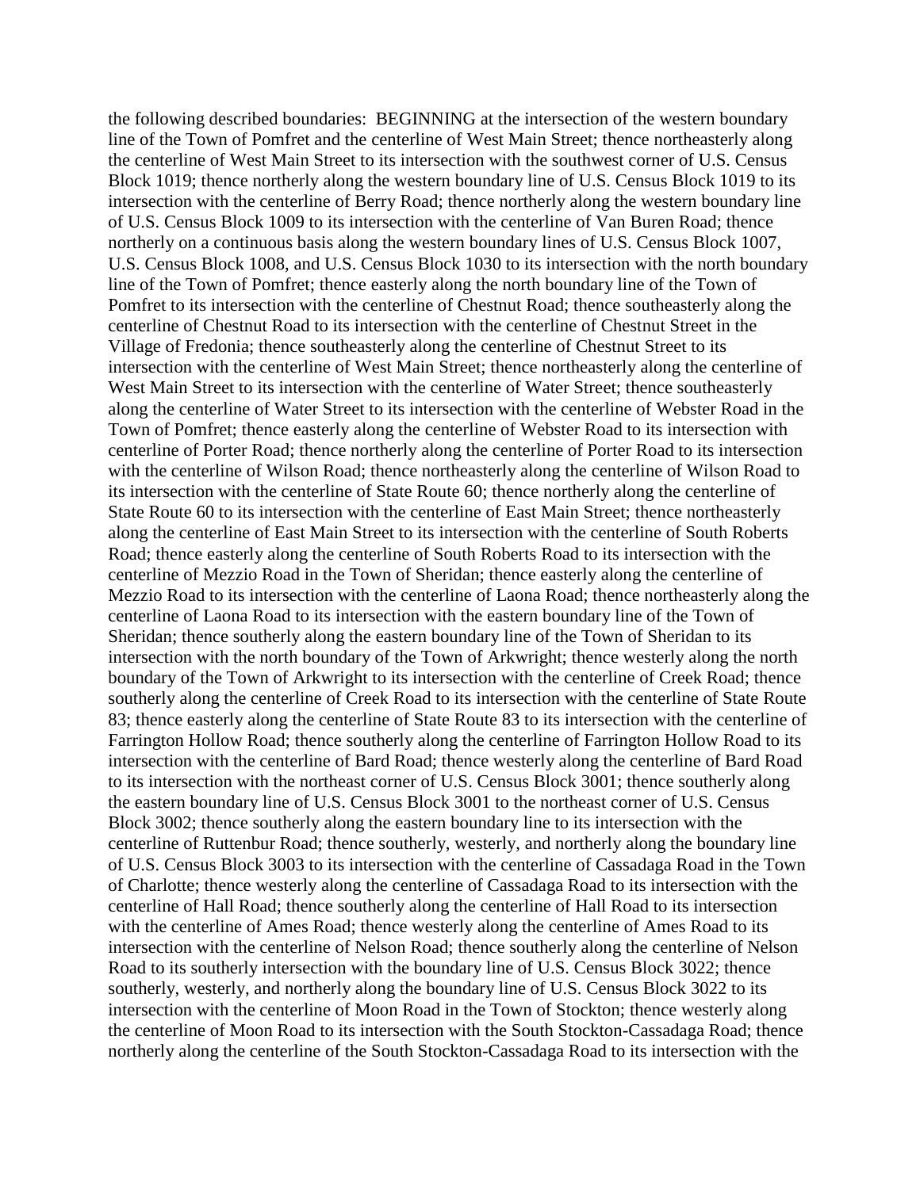the following described boundaries: BEGINNING at the intersection of the western boundary line of the Town of Pomfret and the centerline of West Main Street; thence northeasterly along the centerline of West Main Street to its intersection with the southwest corner of U.S. Census Block 1019; thence northerly along the western boundary line of U.S. Census Block 1019 to its intersection with the centerline of Berry Road; thence northerly along the western boundary line of U.S. Census Block 1009 to its intersection with the centerline of Van Buren Road; thence northerly on a continuous basis along the western boundary lines of U.S. Census Block 1007, U.S. Census Block 1008, and U.S. Census Block 1030 to its intersection with the north boundary line of the Town of Pomfret; thence easterly along the north boundary line of the Town of Pomfret to its intersection with the centerline of Chestnut Road; thence southeasterly along the centerline of Chestnut Road to its intersection with the centerline of Chestnut Street in the Village of Fredonia; thence southeasterly along the centerline of Chestnut Street to its intersection with the centerline of West Main Street; thence northeasterly along the centerline of West Main Street to its intersection with the centerline of Water Street; thence southeasterly along the centerline of Water Street to its intersection with the centerline of Webster Road in the Town of Pomfret; thence easterly along the centerline of Webster Road to its intersection with centerline of Porter Road; thence northerly along the centerline of Porter Road to its intersection with the centerline of Wilson Road; thence northeasterly along the centerline of Wilson Road to its intersection with the centerline of State Route 60; thence northerly along the centerline of State Route 60 to its intersection with the centerline of East Main Street; thence northeasterly along the centerline of East Main Street to its intersection with the centerline of South Roberts Road; thence easterly along the centerline of South Roberts Road to its intersection with the centerline of Mezzio Road in the Town of Sheridan; thence easterly along the centerline of Mezzio Road to its intersection with the centerline of Laona Road; thence northeasterly along the centerline of Laona Road to its intersection with the eastern boundary line of the Town of Sheridan; thence southerly along the eastern boundary line of the Town of Sheridan to its intersection with the north boundary of the Town of Arkwright; thence westerly along the north boundary of the Town of Arkwright to its intersection with the centerline of Creek Road; thence southerly along the centerline of Creek Road to its intersection with the centerline of State Route 83; thence easterly along the centerline of State Route 83 to its intersection with the centerline of Farrington Hollow Road; thence southerly along the centerline of Farrington Hollow Road to its intersection with the centerline of Bard Road; thence westerly along the centerline of Bard Road to its intersection with the northeast corner of U.S. Census Block 3001; thence southerly along the eastern boundary line of U.S. Census Block 3001 to the northeast corner of U.S. Census Block 3002; thence southerly along the eastern boundary line to its intersection with the centerline of Ruttenbur Road; thence southerly, westerly, and northerly along the boundary line of U.S. Census Block 3003 to its intersection with the centerline of Cassadaga Road in the Town of Charlotte; thence westerly along the centerline of Cassadaga Road to its intersection with the centerline of Hall Road; thence southerly along the centerline of Hall Road to its intersection with the centerline of Ames Road; thence westerly along the centerline of Ames Road to its intersection with the centerline of Nelson Road; thence southerly along the centerline of Nelson Road to its southerly intersection with the boundary line of U.S. Census Block 3022; thence southerly, westerly, and northerly along the boundary line of U.S. Census Block 3022 to its intersection with the centerline of Moon Road in the Town of Stockton; thence westerly along the centerline of Moon Road to its intersection with the South Stockton-Cassadaga Road; thence northerly along the centerline of the South Stockton-Cassadaga Road to its intersection with the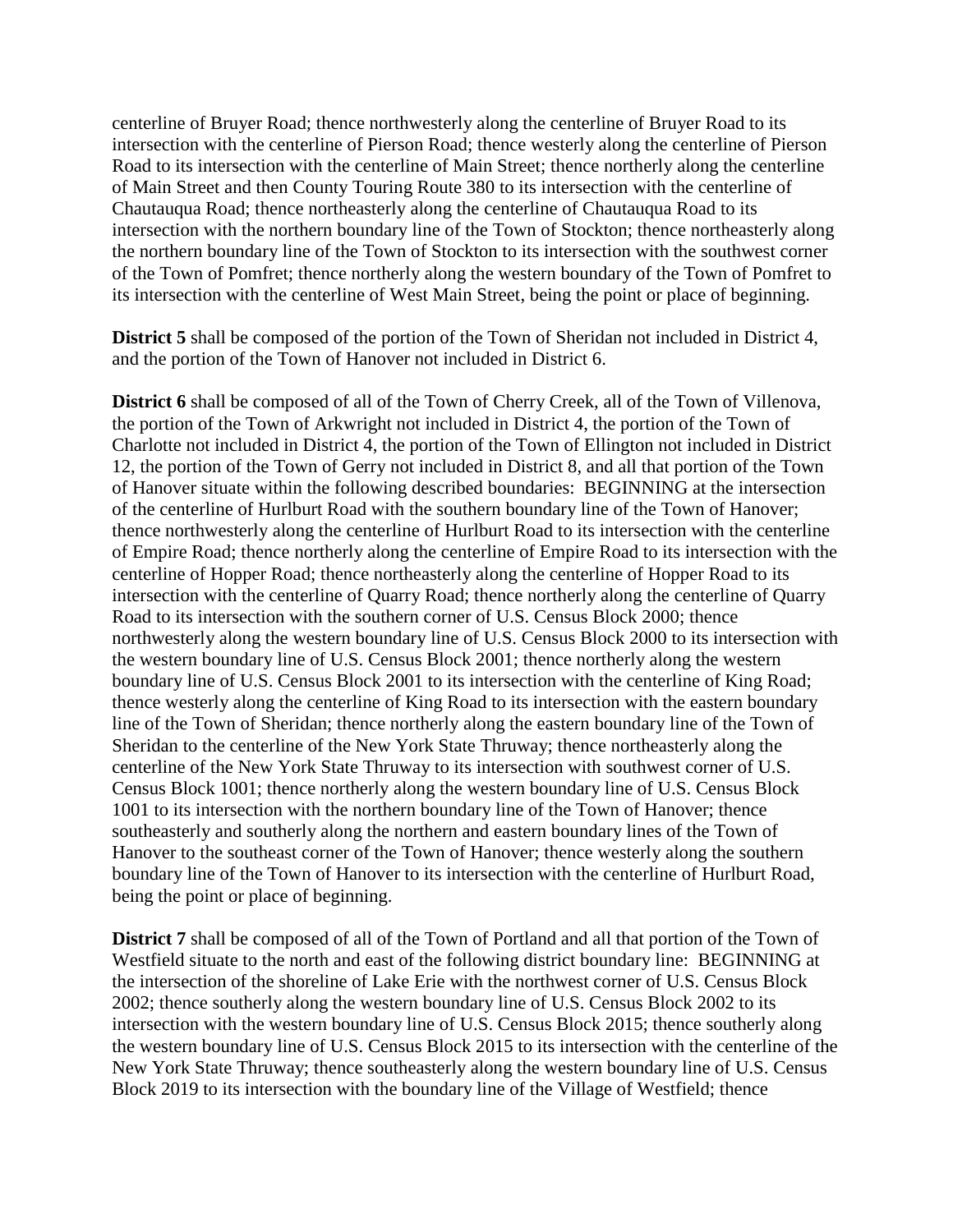centerline of Bruyer Road; thence northwesterly along the centerline of Bruyer Road to its intersection with the centerline of Pierson Road; thence westerly along the centerline of Pierson Road to its intersection with the centerline of Main Street; thence northerly along the centerline of Main Street and then County Touring Route 380 to its intersection with the centerline of Chautauqua Road; thence northeasterly along the centerline of Chautauqua Road to its intersection with the northern boundary line of the Town of Stockton; thence northeasterly along the northern boundary line of the Town of Stockton to its intersection with the southwest corner of the Town of Pomfret; thence northerly along the western boundary of the Town of Pomfret to its intersection with the centerline of West Main Street, being the point or place of beginning.

**District 5** shall be composed of the portion of the Town of Sheridan not included in District 4, and the portion of the Town of Hanover not included in District 6.

**District 6** shall be composed of all of the Town of Cherry Creek, all of the Town of Villenova, the portion of the Town of Arkwright not included in District 4, the portion of the Town of Charlotte not included in District 4, the portion of the Town of Ellington not included in District 12, the portion of the Town of Gerry not included in District 8, and all that portion of the Town of Hanover situate within the following described boundaries: BEGINNING at the intersection of the centerline of Hurlburt Road with the southern boundary line of the Town of Hanover; thence northwesterly along the centerline of Hurlburt Road to its intersection with the centerline of Empire Road; thence northerly along the centerline of Empire Road to its intersection with the centerline of Hopper Road; thence northeasterly along the centerline of Hopper Road to its intersection with the centerline of Quarry Road; thence northerly along the centerline of Quarry Road to its intersection with the southern corner of U.S. Census Block 2000; thence northwesterly along the western boundary line of U.S. Census Block 2000 to its intersection with the western boundary line of U.S. Census Block 2001; thence northerly along the western boundary line of U.S. Census Block 2001 to its intersection with the centerline of King Road; thence westerly along the centerline of King Road to its intersection with the eastern boundary line of the Town of Sheridan; thence northerly along the eastern boundary line of the Town of Sheridan to the centerline of the New York State Thruway; thence northeasterly along the centerline of the New York State Thruway to its intersection with southwest corner of U.S. Census Block 1001; thence northerly along the western boundary line of U.S. Census Block 1001 to its intersection with the northern boundary line of the Town of Hanover; thence southeasterly and southerly along the northern and eastern boundary lines of the Town of Hanover to the southeast corner of the Town of Hanover; thence westerly along the southern boundary line of the Town of Hanover to its intersection with the centerline of Hurlburt Road, being the point or place of beginning.

**District 7** shall be composed of all of the Town of Portland and all that portion of the Town of Westfield situate to the north and east of the following district boundary line: BEGINNING at the intersection of the shoreline of Lake Erie with the northwest corner of U.S. Census Block 2002; thence southerly along the western boundary line of U.S. Census Block 2002 to its intersection with the western boundary line of U.S. Census Block 2015; thence southerly along the western boundary line of U.S. Census Block 2015 to its intersection with the centerline of the New York State Thruway; thence southeasterly along the western boundary line of U.S. Census Block 2019 to its intersection with the boundary line of the Village of Westfield; thence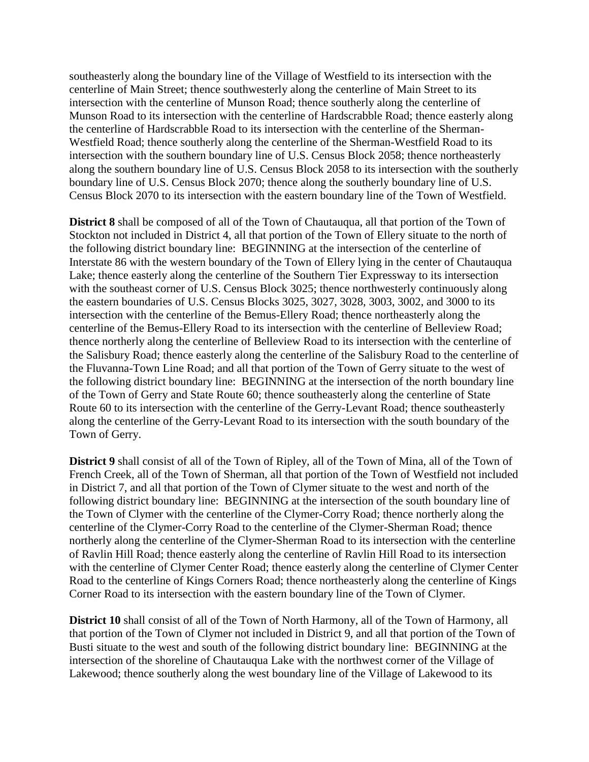southeasterly along the boundary line of the Village of Westfield to its intersection with the centerline of Main Street; thence southwesterly along the centerline of Main Street to its intersection with the centerline of Munson Road; thence southerly along the centerline of Munson Road to its intersection with the centerline of Hardscrabble Road; thence easterly along the centerline of Hardscrabble Road to its intersection with the centerline of the Sherman-Westfield Road; thence southerly along the centerline of the Sherman-Westfield Road to its intersection with the southern boundary line of U.S. Census Block 2058; thence northeasterly along the southern boundary line of U.S. Census Block 2058 to its intersection with the southerly boundary line of U.S. Census Block 2070; thence along the southerly boundary line of U.S. Census Block 2070 to its intersection with the eastern boundary line of the Town of Westfield.

**District 8** shall be composed of all of the Town of Chautauqua, all that portion of the Town of Stockton not included in District 4, all that portion of the Town of Ellery situate to the north of the following district boundary line: BEGINNING at the intersection of the centerline of Interstate 86 with the western boundary of the Town of Ellery lying in the center of Chautauqua Lake; thence easterly along the centerline of the Southern Tier Expressway to its intersection with the southeast corner of U.S. Census Block 3025; thence northwesterly continuously along the eastern boundaries of U.S. Census Blocks 3025, 3027, 3028, 3003, 3002, and 3000 to its intersection with the centerline of the Bemus-Ellery Road; thence northeasterly along the centerline of the Bemus-Ellery Road to its intersection with the centerline of Belleview Road; thence northerly along the centerline of Belleview Road to its intersection with the centerline of the Salisbury Road; thence easterly along the centerline of the Salisbury Road to the centerline of the Fluvanna-Town Line Road; and all that portion of the Town of Gerry situate to the west of the following district boundary line: BEGINNING at the intersection of the north boundary line of the Town of Gerry and State Route 60; thence southeasterly along the centerline of State Route 60 to its intersection with the centerline of the Gerry-Levant Road; thence southeasterly along the centerline of the Gerry-Levant Road to its intersection with the south boundary of the Town of Gerry.

**District 9** shall consist of all of the Town of Ripley, all of the Town of Mina, all of the Town of French Creek, all of the Town of Sherman, all that portion of the Town of Westfield not included in District 7, and all that portion of the Town of Clymer situate to the west and north of the following district boundary line: BEGINNING at the intersection of the south boundary line of the Town of Clymer with the centerline of the Clymer-Corry Road; thence northerly along the centerline of the Clymer-Corry Road to the centerline of the Clymer-Sherman Road; thence northerly along the centerline of the Clymer-Sherman Road to its intersection with the centerline of Ravlin Hill Road; thence easterly along the centerline of Ravlin Hill Road to its intersection with the centerline of Clymer Center Road; thence easterly along the centerline of Clymer Center Road to the centerline of Kings Corners Road; thence northeasterly along the centerline of Kings Corner Road to its intersection with the eastern boundary line of the Town of Clymer.

**District 10** shall consist of all of the Town of North Harmony, all of the Town of Harmony, all that portion of the Town of Clymer not included in District 9, and all that portion of the Town of Busti situate to the west and south of the following district boundary line: BEGINNING at the intersection of the shoreline of Chautauqua Lake with the northwest corner of the Village of Lakewood; thence southerly along the west boundary line of the Village of Lakewood to its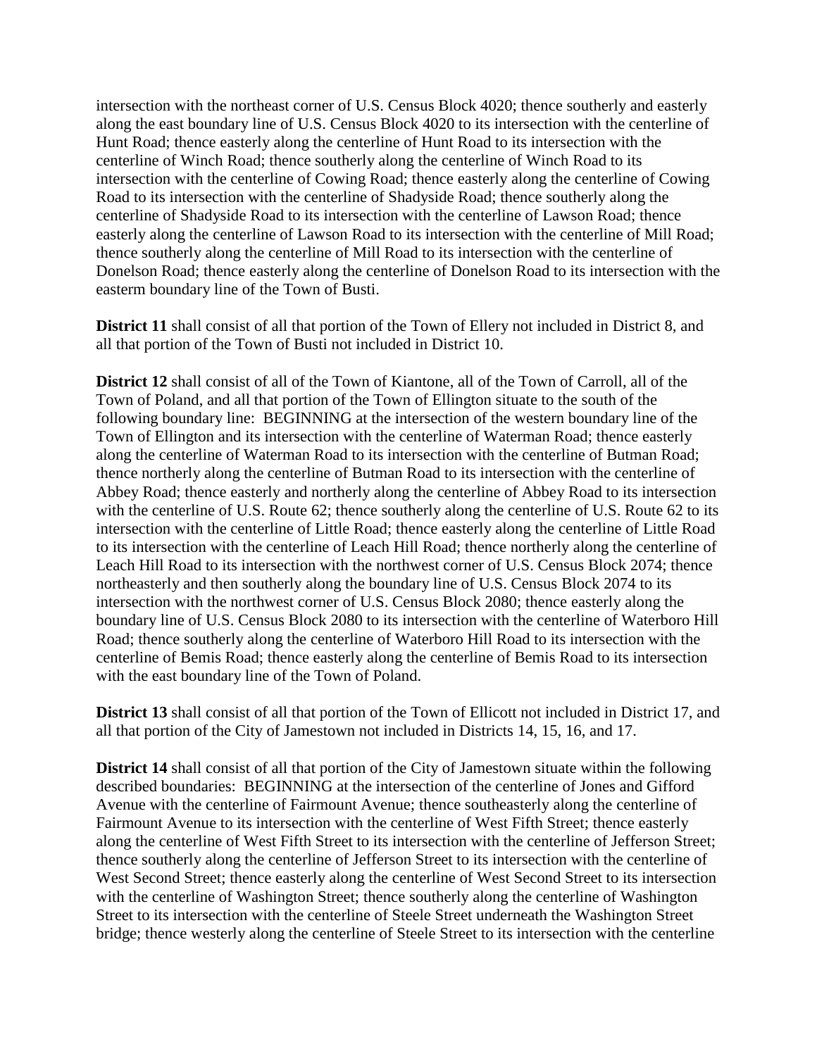intersection with the northeast corner of U.S. Census Block 4020; thence southerly and easterly along the east boundary line of U.S. Census Block 4020 to its intersection with the centerline of Hunt Road; thence easterly along the centerline of Hunt Road to its intersection with the centerline of Winch Road; thence southerly along the centerline of Winch Road to its intersection with the centerline of Cowing Road; thence easterly along the centerline of Cowing Road to its intersection with the centerline of Shadyside Road; thence southerly along the centerline of Shadyside Road to its intersection with the centerline of Lawson Road; thence easterly along the centerline of Lawson Road to its intersection with the centerline of Mill Road; thence southerly along the centerline of Mill Road to its intersection with the centerline of Donelson Road; thence easterly along the centerline of Donelson Road to its intersection with the easterm boundary line of the Town of Busti.

**District 11** shall consist of all that portion of the Town of Ellery not included in District 8, and all that portion of the Town of Busti not included in District 10.

**District 12** shall consist of all of the Town of Kiantone, all of the Town of Carroll, all of the Town of Poland, and all that portion of the Town of Ellington situate to the south of the following boundary line: BEGINNING at the intersection of the western boundary line of the Town of Ellington and its intersection with the centerline of Waterman Road; thence easterly along the centerline of Waterman Road to its intersection with the centerline of Butman Road; thence northerly along the centerline of Butman Road to its intersection with the centerline of Abbey Road; thence easterly and northerly along the centerline of Abbey Road to its intersection with the centerline of U.S. Route 62; thence southerly along the centerline of U.S. Route 62 to its intersection with the centerline of Little Road; thence easterly along the centerline of Little Road to its intersection with the centerline of Leach Hill Road; thence northerly along the centerline of Leach Hill Road to its intersection with the northwest corner of U.S. Census Block 2074; thence northeasterly and then southerly along the boundary line of U.S. Census Block 2074 to its intersection with the northwest corner of U.S. Census Block 2080; thence easterly along the boundary line of U.S. Census Block 2080 to its intersection with the centerline of Waterboro Hill Road; thence southerly along the centerline of Waterboro Hill Road to its intersection with the centerline of Bemis Road; thence easterly along the centerline of Bemis Road to its intersection with the east boundary line of the Town of Poland.

**District 13** shall consist of all that portion of the Town of Ellicott not included in District 17, and all that portion of the City of Jamestown not included in Districts 14, 15, 16, and 17.

**District 14** shall consist of all that portion of the City of Jamestown situate within the following described boundaries: BEGINNING at the intersection of the centerline of Jones and Gifford Avenue with the centerline of Fairmount Avenue; thence southeasterly along the centerline of Fairmount Avenue to its intersection with the centerline of West Fifth Street; thence easterly along the centerline of West Fifth Street to its intersection with the centerline of Jefferson Street; thence southerly along the centerline of Jefferson Street to its intersection with the centerline of West Second Street; thence easterly along the centerline of West Second Street to its intersection with the centerline of Washington Street; thence southerly along the centerline of Washington Street to its intersection with the centerline of Steele Street underneath the Washington Street bridge; thence westerly along the centerline of Steele Street to its intersection with the centerline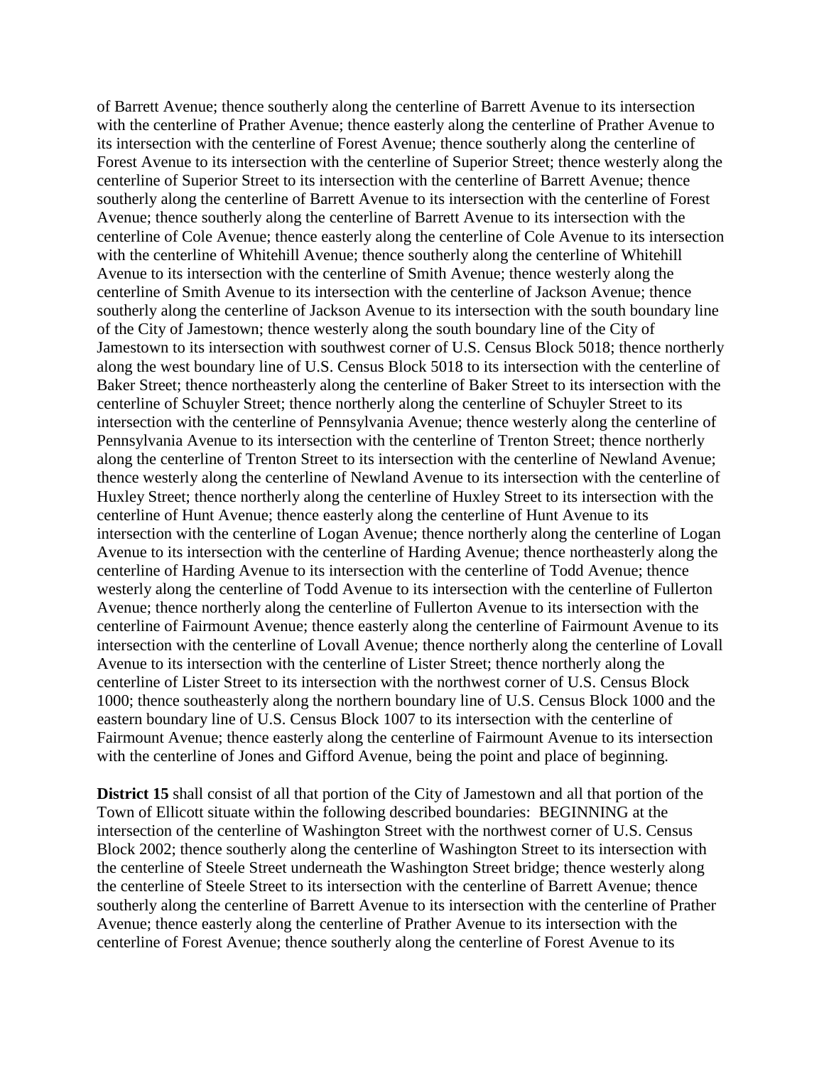of Barrett Avenue; thence southerly along the centerline of Barrett Avenue to its intersection with the centerline of Prather Avenue; thence easterly along the centerline of Prather Avenue to its intersection with the centerline of Forest Avenue; thence southerly along the centerline of Forest Avenue to its intersection with the centerline of Superior Street; thence westerly along the centerline of Superior Street to its intersection with the centerline of Barrett Avenue; thence southerly along the centerline of Barrett Avenue to its intersection with the centerline of Forest Avenue; thence southerly along the centerline of Barrett Avenue to its intersection with the centerline of Cole Avenue; thence easterly along the centerline of Cole Avenue to its intersection with the centerline of Whitehill Avenue; thence southerly along the centerline of Whitehill Avenue to its intersection with the centerline of Smith Avenue; thence westerly along the centerline of Smith Avenue to its intersection with the centerline of Jackson Avenue; thence southerly along the centerline of Jackson Avenue to its intersection with the south boundary line of the City of Jamestown; thence westerly along the south boundary line of the City of Jamestown to its intersection with southwest corner of U.S. Census Block 5018; thence northerly along the west boundary line of U.S. Census Block 5018 to its intersection with the centerline of Baker Street; thence northeasterly along the centerline of Baker Street to its intersection with the centerline of Schuyler Street; thence northerly along the centerline of Schuyler Street to its intersection with the centerline of Pennsylvania Avenue; thence westerly along the centerline of Pennsylvania Avenue to its intersection with the centerline of Trenton Street; thence northerly along the centerline of Trenton Street to its intersection with the centerline of Newland Avenue; thence westerly along the centerline of Newland Avenue to its intersection with the centerline of Huxley Street; thence northerly along the centerline of Huxley Street to its intersection with the centerline of Hunt Avenue; thence easterly along the centerline of Hunt Avenue to its intersection with the centerline of Logan Avenue; thence northerly along the centerline of Logan Avenue to its intersection with the centerline of Harding Avenue; thence northeasterly along the centerline of Harding Avenue to its intersection with the centerline of Todd Avenue; thence westerly along the centerline of Todd Avenue to its intersection with the centerline of Fullerton Avenue; thence northerly along the centerline of Fullerton Avenue to its intersection with the centerline of Fairmount Avenue; thence easterly along the centerline of Fairmount Avenue to its intersection with the centerline of Lovall Avenue; thence northerly along the centerline of Lovall Avenue to its intersection with the centerline of Lister Street; thence northerly along the centerline of Lister Street to its intersection with the northwest corner of U.S. Census Block 1000; thence southeasterly along the northern boundary line of U.S. Census Block 1000 and the eastern boundary line of U.S. Census Block 1007 to its intersection with the centerline of Fairmount Avenue; thence easterly along the centerline of Fairmount Avenue to its intersection with the centerline of Jones and Gifford Avenue, being the point and place of beginning.

**District 15** shall consist of all that portion of the City of Jamestown and all that portion of the Town of Ellicott situate within the following described boundaries: BEGINNING at the intersection of the centerline of Washington Street with the northwest corner of U.S. Census Block 2002; thence southerly along the centerline of Washington Street to its intersection with the centerline of Steele Street underneath the Washington Street bridge; thence westerly along the centerline of Steele Street to its intersection with the centerline of Barrett Avenue; thence southerly along the centerline of Barrett Avenue to its intersection with the centerline of Prather Avenue; thence easterly along the centerline of Prather Avenue to its intersection with the centerline of Forest Avenue; thence southerly along the centerline of Forest Avenue to its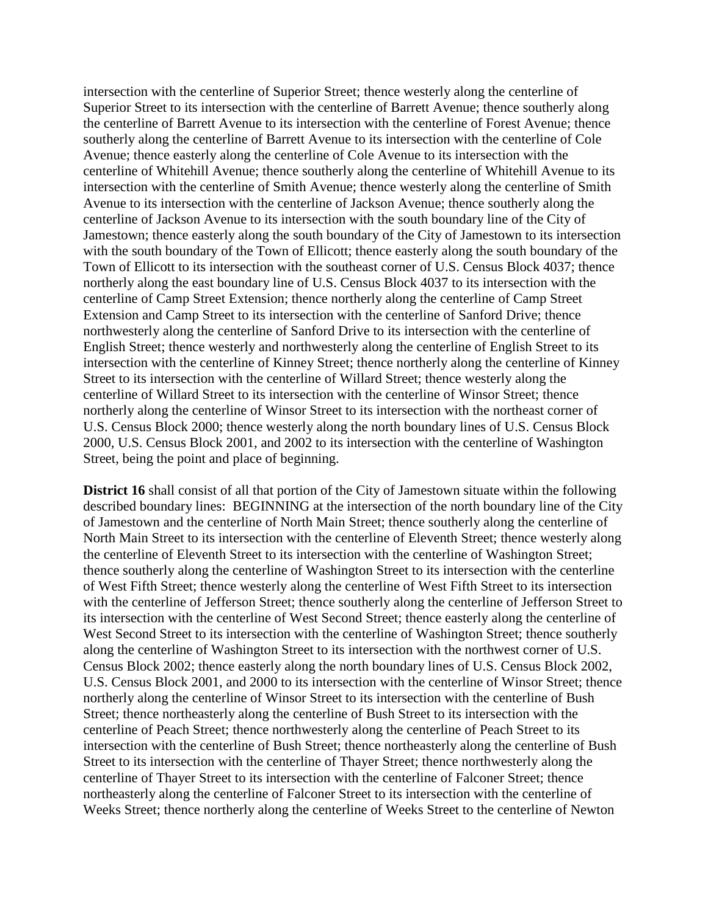intersection with the centerline of Superior Street; thence westerly along the centerline of Superior Street to its intersection with the centerline of Barrett Avenue; thence southerly along the centerline of Barrett Avenue to its intersection with the centerline of Forest Avenue; thence southerly along the centerline of Barrett Avenue to its intersection with the centerline of Cole Avenue; thence easterly along the centerline of Cole Avenue to its intersection with the centerline of Whitehill Avenue; thence southerly along the centerline of Whitehill Avenue to its intersection with the centerline of Smith Avenue; thence westerly along the centerline of Smith Avenue to its intersection with the centerline of Jackson Avenue; thence southerly along the centerline of Jackson Avenue to its intersection with the south boundary line of the City of Jamestown; thence easterly along the south boundary of the City of Jamestown to its intersection with the south boundary of the Town of Ellicott; thence easterly along the south boundary of the Town of Ellicott to its intersection with the southeast corner of U.S. Census Block 4037; thence northerly along the east boundary line of U.S. Census Block 4037 to its intersection with the centerline of Camp Street Extension; thence northerly along the centerline of Camp Street Extension and Camp Street to its intersection with the centerline of Sanford Drive; thence northwesterly along the centerline of Sanford Drive to its intersection with the centerline of English Street; thence westerly and northwesterly along the centerline of English Street to its intersection with the centerline of Kinney Street; thence northerly along the centerline of Kinney Street to its intersection with the centerline of Willard Street; thence westerly along the centerline of Willard Street to its intersection with the centerline of Winsor Street; thence northerly along the centerline of Winsor Street to its intersection with the northeast corner of U.S. Census Block 2000; thence westerly along the north boundary lines of U.S. Census Block 2000, U.S. Census Block 2001, and 2002 to its intersection with the centerline of Washington Street, being the point and place of beginning.

**District 16** shall consist of all that portion of the City of Jamestown situate within the following described boundary lines: BEGINNING at the intersection of the north boundary line of the City of Jamestown and the centerline of North Main Street; thence southerly along the centerline of North Main Street to its intersection with the centerline of Eleventh Street; thence westerly along the centerline of Eleventh Street to its intersection with the centerline of Washington Street; thence southerly along the centerline of Washington Street to its intersection with the centerline of West Fifth Street; thence westerly along the centerline of West Fifth Street to its intersection with the centerline of Jefferson Street; thence southerly along the centerline of Jefferson Street to its intersection with the centerline of West Second Street; thence easterly along the centerline of West Second Street to its intersection with the centerline of Washington Street; thence southerly along the centerline of Washington Street to its intersection with the northwest corner of U.S. Census Block 2002; thence easterly along the north boundary lines of U.S. Census Block 2002, U.S. Census Block 2001, and 2000 to its intersection with the centerline of Winsor Street; thence northerly along the centerline of Winsor Street to its intersection with the centerline of Bush Street; thence northeasterly along the centerline of Bush Street to its intersection with the centerline of Peach Street; thence northwesterly along the centerline of Peach Street to its intersection with the centerline of Bush Street; thence northeasterly along the centerline of Bush Street to its intersection with the centerline of Thayer Street; thence northwesterly along the centerline of Thayer Street to its intersection with the centerline of Falconer Street; thence northeasterly along the centerline of Falconer Street to its intersection with the centerline of Weeks Street; thence northerly along the centerline of Weeks Street to the centerline of Newton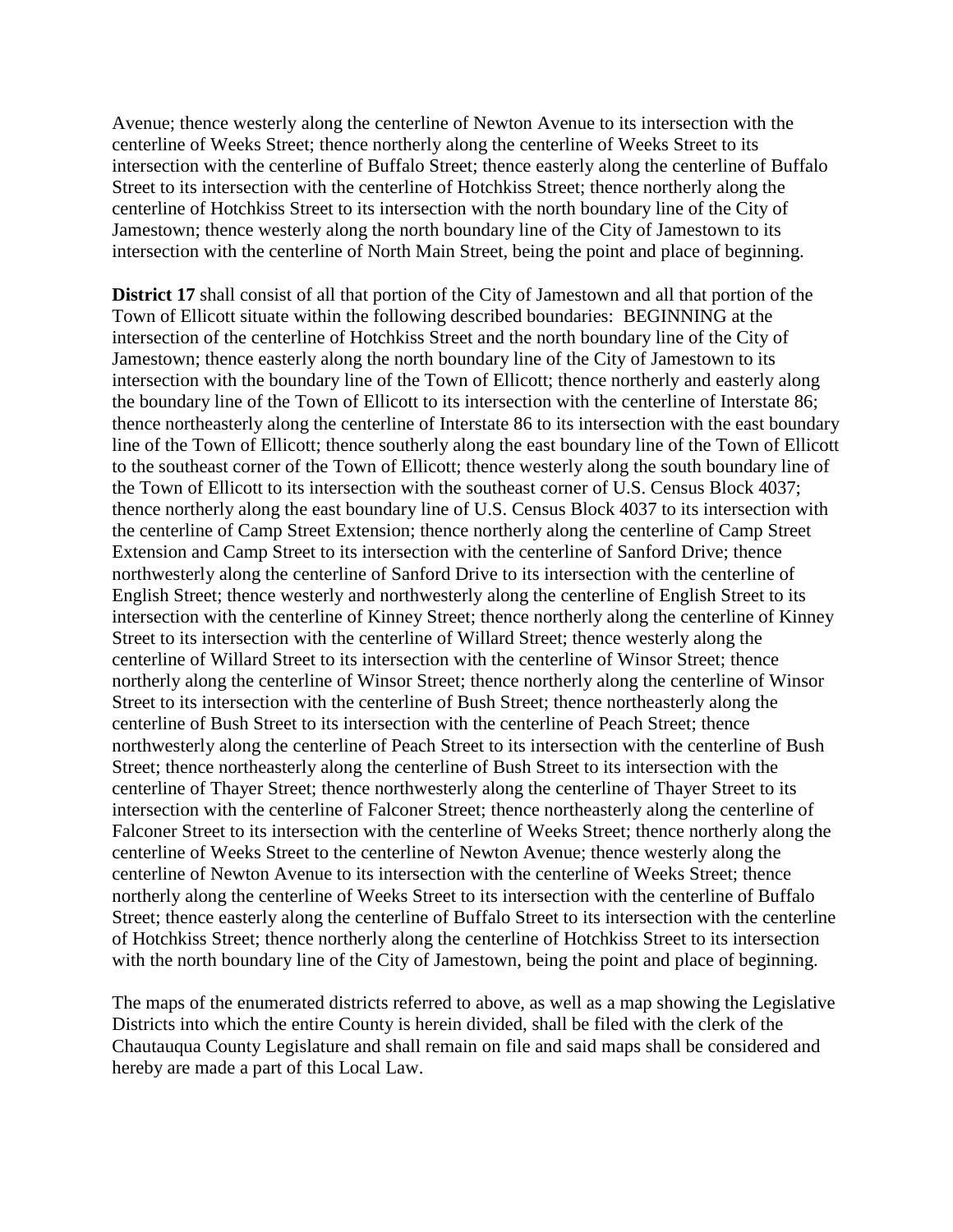Avenue; thence westerly along the centerline of Newton Avenue to its intersection with the centerline of Weeks Street; thence northerly along the centerline of Weeks Street to its intersection with the centerline of Buffalo Street; thence easterly along the centerline of Buffalo Street to its intersection with the centerline of Hotchkiss Street; thence northerly along the centerline of Hotchkiss Street to its intersection with the north boundary line of the City of Jamestown; thence westerly along the north boundary line of the City of Jamestown to its intersection with the centerline of North Main Street, being the point and place of beginning.

**District 17** shall consist of all that portion of the City of Jamestown and all that portion of the Town of Ellicott situate within the following described boundaries: BEGINNING at the intersection of the centerline of Hotchkiss Street and the north boundary line of the City of Jamestown; thence easterly along the north boundary line of the City of Jamestown to its intersection with the boundary line of the Town of Ellicott; thence northerly and easterly along the boundary line of the Town of Ellicott to its intersection with the centerline of Interstate 86; thence northeasterly along the centerline of Interstate 86 to its intersection with the east boundary line of the Town of Ellicott; thence southerly along the east boundary line of the Town of Ellicott to the southeast corner of the Town of Ellicott; thence westerly along the south boundary line of the Town of Ellicott to its intersection with the southeast corner of U.S. Census Block 4037; thence northerly along the east boundary line of U.S. Census Block 4037 to its intersection with the centerline of Camp Street Extension; thence northerly along the centerline of Camp Street Extension and Camp Street to its intersection with the centerline of Sanford Drive; thence northwesterly along the centerline of Sanford Drive to its intersection with the centerline of English Street; thence westerly and northwesterly along the centerline of English Street to its intersection with the centerline of Kinney Street; thence northerly along the centerline of Kinney Street to its intersection with the centerline of Willard Street; thence westerly along the centerline of Willard Street to its intersection with the centerline of Winsor Street; thence northerly along the centerline of Winsor Street; thence northerly along the centerline of Winsor Street to its intersection with the centerline of Bush Street; thence northeasterly along the centerline of Bush Street to its intersection with the centerline of Peach Street; thence northwesterly along the centerline of Peach Street to its intersection with the centerline of Bush Street; thence northeasterly along the centerline of Bush Street to its intersection with the centerline of Thayer Street; thence northwesterly along the centerline of Thayer Street to its intersection with the centerline of Falconer Street; thence northeasterly along the centerline of Falconer Street to its intersection with the centerline of Weeks Street; thence northerly along the centerline of Weeks Street to the centerline of Newton Avenue; thence westerly along the centerline of Newton Avenue to its intersection with the centerline of Weeks Street; thence northerly along the centerline of Weeks Street to its intersection with the centerline of Buffalo Street; thence easterly along the centerline of Buffalo Street to its intersection with the centerline of Hotchkiss Street; thence northerly along the centerline of Hotchkiss Street to its intersection with the north boundary line of the City of Jamestown, being the point and place of beginning.

The maps of the enumerated districts referred to above, as well as a map showing the Legislative Districts into which the entire County is herein divided, shall be filed with the clerk of the Chautauqua County Legislature and shall remain on file and said maps shall be considered and hereby are made a part of this Local Law.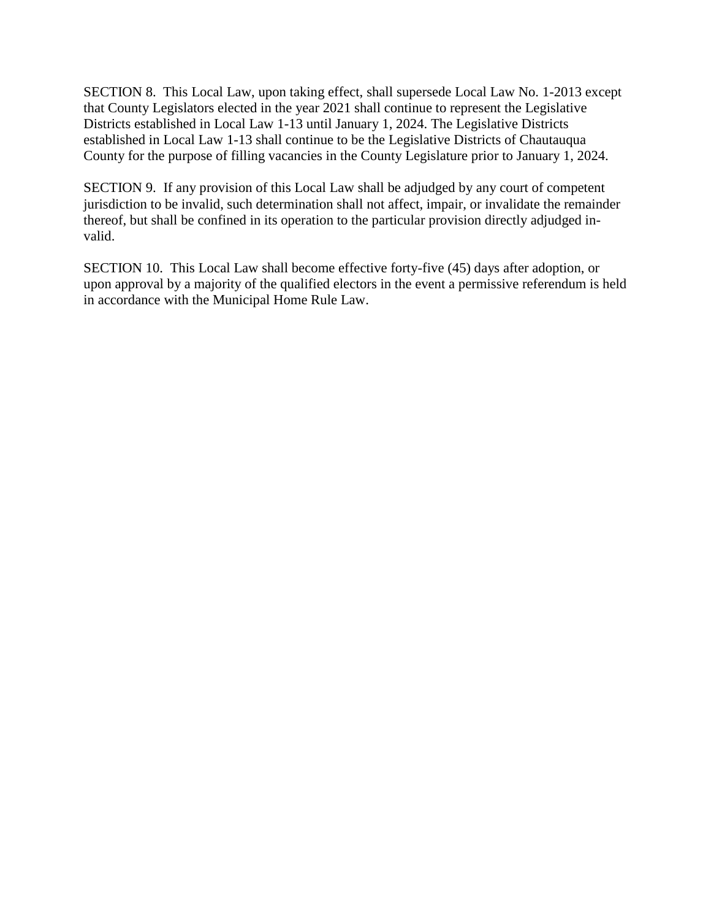SECTION 8. This Local Law, upon taking effect, shall supersede Local Law No. 1-2013 except that County Legislators elected in the year 2021 shall continue to represent the Legislative Districts established in Local Law 1-13 until January 1, 2024. The Legislative Districts established in Local Law 1-13 shall continue to be the Legislative Districts of Chautauqua County for the purpose of filling vacancies in the County Legislature prior to January 1, 2024.

SECTION 9. If any provision of this Local Law shall be adjudged by any court of competent jurisdiction to be invalid, such determination shall not affect, impair, or invalidate the remainder thereof, but shall be confined in its operation to the particular provision directly adjudged invalid.

SECTION 10. This Local Law shall become effective forty-five (45) days after adoption, or upon approval by a majority of the qualified electors in the event a permissive referendum is held in accordance with the Municipal Home Rule Law.